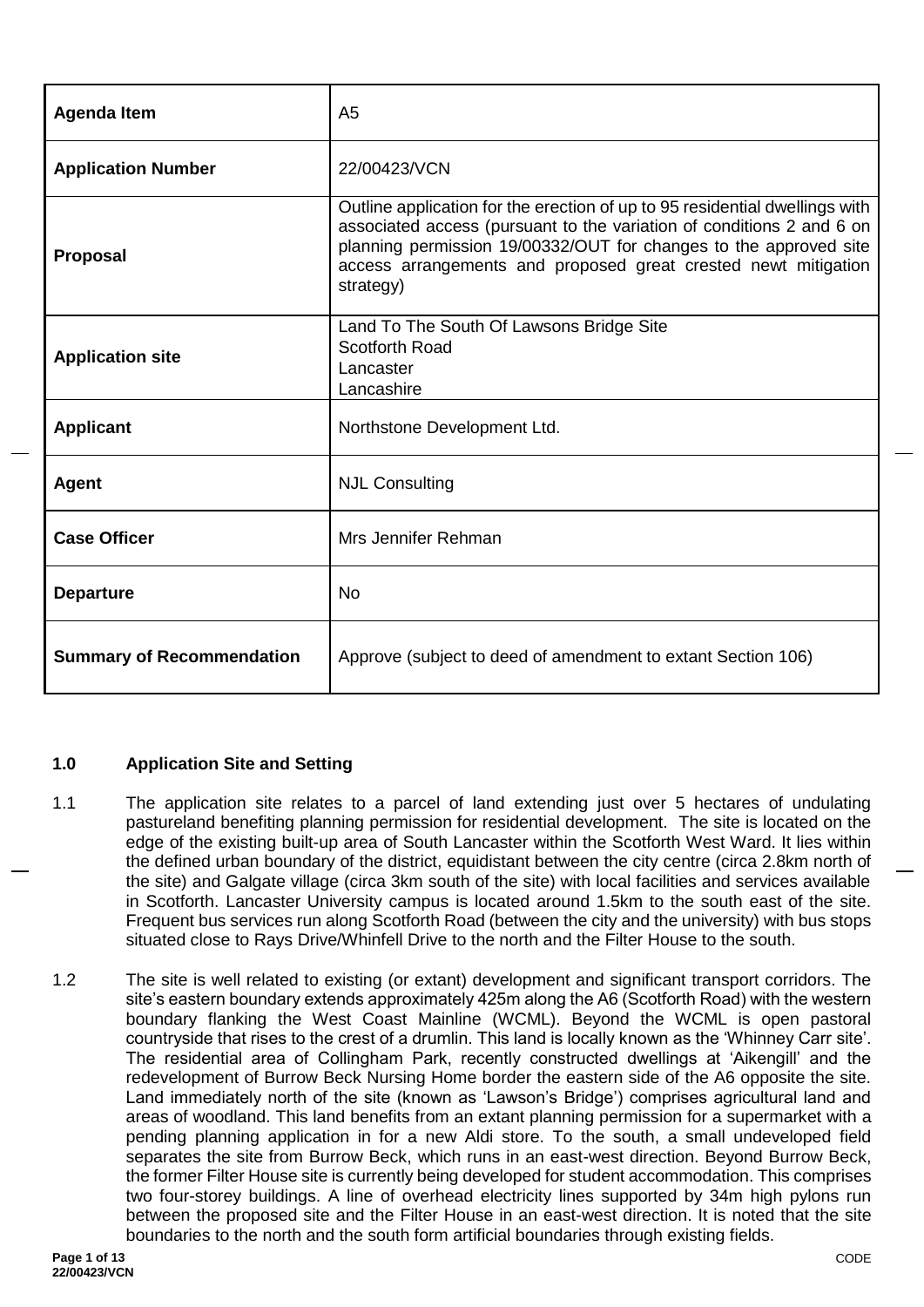| Agenda Item | A5 |
|---|---|
| Application Number | 22/00423/VCN |
| Proposal | Outline application for the erection of up to 95 residential dwellings with associated access (pursuant to the variation of conditions 2 and 6 on planning permission 19/00332/OUT for changes to the approved site access arrangements and proposed great crested newt mitigation strategy) |
| Application site | Land To The South Of Lawsons Bridge Site<br>Scotforth Road<br>Lancaster<br>Lancashire |
| Applicant | Northstone Development Ltd. |
| Agent | NJL Consulting |
| Case Officer | Mrs Jennifer Rehman |
| Departure | No |
| Summary of Recommendation | Approve (subject to deed of amendment to extant Section 106) |

## 1.0 Application Site and Setting

1.1 The application site relates to a parcel of land extending just over 5 hectares of undulating pastureland benefiting planning permission for residential development. The site is located on the edge of the existing built-up area of South Lancaster within the Scotforth West Ward. It lies within the defined urban boundary of the district, equidistant between the city centre (circa 2.8km north of the site) and Galgate village (circa 3km south of the site) with local facilities and services available in Scotforth. Lancaster University campus is located around 1.5km to the south east of the site. Frequent bus services run along Scotforth Road (between the city and the university) with bus stops situated close to Rays Drive/Whinfell Drive to the north and the Filter House to the south.

1.2 The site is well related to existing (or extant) development and significant transport corridors. The site's eastern boundary extends approximately 425m along the A6 (Scotforth Road) with the western boundary flanking the West Coast Mainline (WCML). Beyond the WCML is open pastoral countryside that rises to the crest of a drumlin. This land is locally known as the 'Whinney Carr site'. The residential area of Collingham Park, recently constructed dwellings at 'Aikengill' and the redevelopment of Burrow Beck Nursing Home border the eastern side of the A6 opposite the site. Land immediately north of the site (known as 'Lawson's Bridge') comprises agricultural land and areas of woodland. This land benefits from an extant planning permission for a supermarket with a pending planning application in for a new Aldi store. To the south, a small undeveloped field separates the site from Burrow Beck, which runs in an east-west direction. Beyond Burrow Beck, the former Filter House site is currently being developed for student accommodation. This comprises two four-storey buildings. A line of overhead electricity lines supported by 34m high pylons run between the proposed site and the Filter House in an east-west direction. It is noted that the site boundaries to the north and the south form artificial boundaries through existing fields.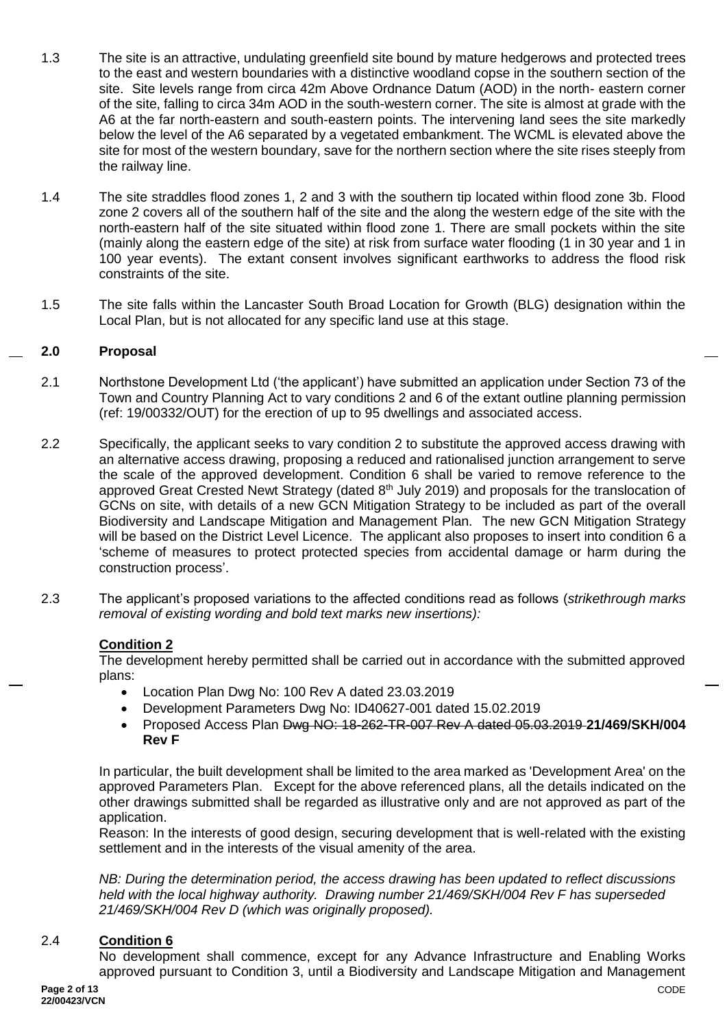1.3 The site is an attractive, undulating greenfield site bound by mature hedgerows and protected trees to the east and western boundaries with a distinctive woodland copse in the southern section of the site. Site levels range from circa 42m Above Ordnance Datum (AOD) in the north- eastern corner of the site, falling to circa 34m AOD in the south-western corner. The site is almost at grade with the A6 at the far north-eastern and south-eastern points. The intervening land sees the site markedly below the level of the A6 separated by a vegetated embankment. The WCML is elevated above the site for most of the western boundary, save for the northern section where the site rises steeply from the railway line.

1.4 The site straddles flood zones 1, 2 and 3 with the southern tip located within flood zone 3b. Flood zone 2 covers all of the southern half of the site and the along the western edge of the site with the north-eastern half of the site situated within flood zone 1. There are small pockets within the site (mainly along the eastern edge of the site) at risk from surface water flooding (1 in 30 year and 1 in 100 year events). The extant consent involves significant earthworks to address the flood risk constraints of the site.

1.5 The site falls within the Lancaster South Broad Location for Growth (BLG) designation within the Local Plan, but is not allocated for any specific land use at this stage.

## 2.0 Proposal

2.1 Northstone Development Ltd ('the applicant') have submitted an application under Section 73 of the Town and Country Planning Act to vary conditions 2 and 6 of the extant outline planning permission (ref: 19/00332/OUT) for the erection of up to 95 dwellings and associated access.

2.2 Specifically, the applicant seeks to vary condition 2 to substitute the approved access drawing with an alternative access drawing, proposing a reduced and rationalised junction arrangement to serve the scale of the approved development. Condition 6 shall be varied to remove reference to the approved Great Crested Newt Strategy (dated 8th July 2019) and proposals for the translocation of GCNs on site, with details of a new GCN Mitigation Strategy to be included as part of the overall Biodiversity and Landscape Mitigation and Management Plan. The new GCN Mitigation Strategy will be based on the District Level Licence. The applicant also proposes to insert into condition 6 a 'scheme of measures to protect protected species from accidental damage or harm during the construction process'.

2.3 The applicant's proposed variations to the affected conditions read as follows (*strikethrough marks removal of existing wording and bold text marks new insertions):*

**Condition 2**

The development hereby permitted shall be carried out in accordance with the submitted approved plans:

- Location Plan Dwg No: 100 Rev A dated 23.03.2019
- Development Parameters Dwg No: ID40627-001 dated 15.02.2019
- Proposed Access Plan ~~Dwg NO: 18-262-TR-007 Rev A dated 05.03.2019~~ **21/469/SKH/004 Rev F**

In particular, the built development shall be limited to the area marked as 'Development Area' on the approved Parameters Plan. Except for the above referenced plans, all the details indicated on the other drawings submitted shall be regarded as illustrative only and are not approved as part of the application.

Reason: In the interests of good design, securing development that is well-related with the existing settlement and in the interests of the visual amenity of the area.

*NB: During the determination period, the access drawing has been updated to reflect discussions held with the local highway authority. Drawing number 21/469/SKH/004 Rev F has superseded 21/469/SKH/004 Rev D (which was originally proposed).*

2.4 **Condition 6**

No development shall commence, except for any Advance Infrastructure and Enabling Works approved pursuant to Condition 3, until a Biodiversity and Landscape Mitigation and Management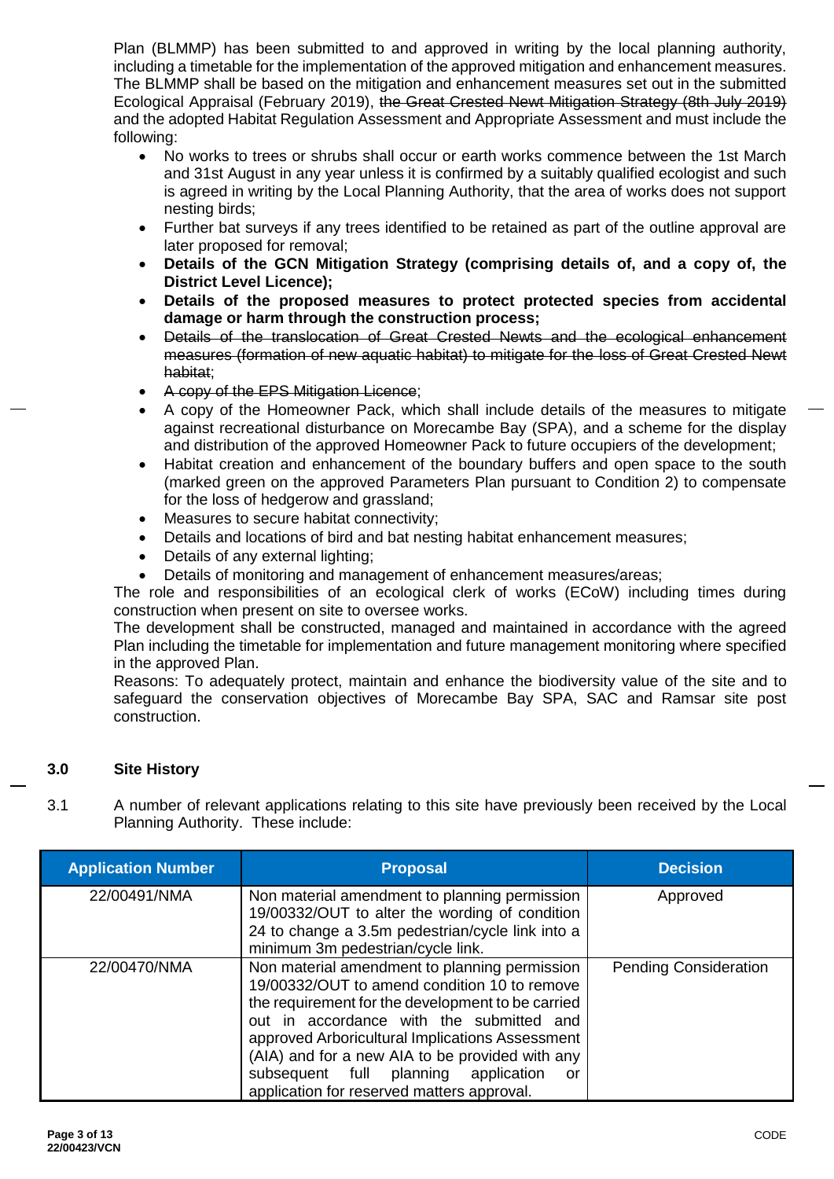Plan (BLMMP) has been submitted to and approved in writing by the local planning authority, including a timetable for the implementation of the approved mitigation and enhancement measures. The BLMMP shall be based on the mitigation and enhancement measures set out in the submitted Ecological Appraisal (February 2019), ~~the Great Crested Newt Mitigation Strategy (8th July 2019)~~ and the adopted Habitat Regulation Assessment and Appropriate Assessment and must include the following:

- No works to trees or shrubs shall occur or earth works commence between the 1st March and 31st August in any year unless it is confirmed by a suitably qualified ecologist and such is agreed in writing by the Local Planning Authority, that the area of works does not support nesting birds;
- Further bat surveys if any trees identified to be retained as part of the outline approval are later proposed for removal;
- **Details of the GCN Mitigation Strategy (comprising details of, and a copy of, the District Level Licence);**
- **Details of the proposed measures to protect protected species from accidental damage or harm through the construction process;**
- ~~Details of the translocation of Great Crested Newts and the ecological enhancement measures (formation of new aquatic habitat) to mitigate for the loss of Great Crested Newt habitat~~;
- ~~A copy of the EPS Mitigation Licence~~;
- A copy of the Homeowner Pack, which shall include details of the measures to mitigate against recreational disturbance on Morecambe Bay (SPA), and a scheme for the display and distribution of the approved Homeowner Pack to future occupiers of the development;
- Habitat creation and enhancement of the boundary buffers and open space to the south (marked green on the approved Parameters Plan pursuant to Condition 2) to compensate for the loss of hedgerow and grassland;
- Measures to secure habitat connectivity;
- Details and locations of bird and bat nesting habitat enhancement measures;
- Details of any external lighting;
- Details of monitoring and management of enhancement measures/areas;

The role and responsibilities of an ecological clerk of works (ECoW) including times during construction when present on site to oversee works.

The development shall be constructed, managed and maintained in accordance with the agreed Plan including the timetable for implementation and future management monitoring where specified in the approved Plan.

Reasons: To adequately protect, maintain and enhance the biodiversity value of the site and to safeguard the conservation objectives of Morecambe Bay SPA, SAC and Ramsar site post construction.

## 3.0 Site History

3.1 A number of relevant applications relating to this site have previously been received by the Local Planning Authority. These include:

| Application Number | Proposal | Decision |
|---|---|---|
| 22/00491/NMA | Non material amendment to planning permission 19/00332/OUT to alter the wording of condition 24 to change a 3.5m pedestrian/cycle link into a minimum 3m pedestrian/cycle link. | Approved |
| 22/00470/NMA | Non material amendment to planning permission 19/00332/OUT to amend condition 10 to remove the requirement for the development to be carried out in accordance with the submitted and approved Arboricultural Implications Assessment (AIA) and for a new AIA to be provided with any subsequent full planning application or application for reserved matters approval. | Pending Consideration |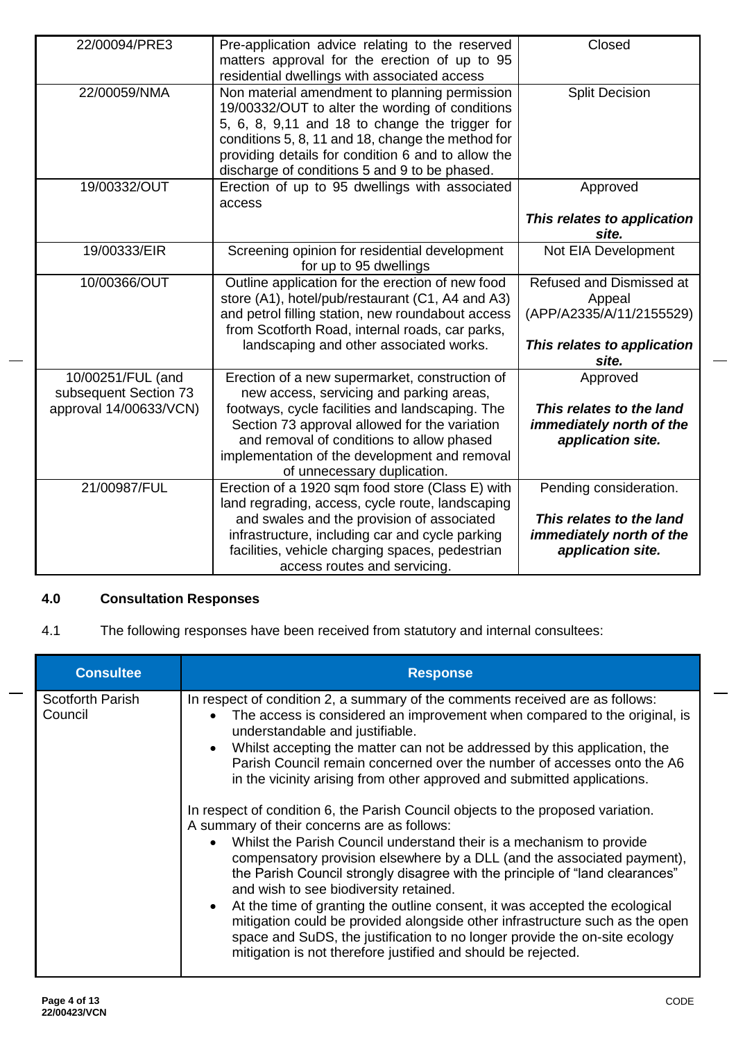| | | |
|---|---|---|
| 22/00094/PRE3 | Pre-application advice relating to the reserved matters approval for the erection of up to 95 residential dwellings with associated access | Closed |
| 22/00059/NMA | Non material amendment to planning permission 19/00332/OUT to alter the wording of conditions 5, 6, 8, 9,11 and 18 to change the trigger for conditions 5, 8, 11 and 18, change the method for providing details for condition 6 and to allow the discharge of conditions 5 and 9 to be phased. | Split Decision |
| 19/00332/OUT | Erection of up to 95 dwellings with associated access | Approved<br><br>***This relates to application site.*** |
| 19/00333/EIR | Screening opinion for residential development for up to 95 dwellings | Not EIA Development |
| 10/00366/OUT | Outline application for the erection of new food store (A1), hotel/pub/restaurant (C1, A4 and A3) and petrol filling station, new roundabout access from Scotforth Road, internal roads, car parks, landscaping and other associated works. | Refused and Dismissed at Appeal (APP/A2335/A/11/2155529)<br><br>***This relates to application site.*** |
| 10/00251/FUL (and subsequent Section 73 approval 14/00633/VCN) | Erection of a new supermarket, construction of new access, servicing and parking areas, footways, cycle facilities and landscaping. The Section 73 approval allowed for the variation and removal of conditions to allow phased implementation of the development and removal of unnecessary duplication. | Approved<br><br>***This relates to the land immediately north of the application site.*** |
| 21/00987/FUL | Erection of a 1920 sqm food store (Class E) with land regrading, access, cycle route, landscaping and swales and the provision of associated infrastructure, including car and cycle parking facilities, vehicle charging spaces, pedestrian access routes and servicing. | Pending consideration.<br><br>***This relates to the land immediately north of the application site.*** |

## 4.0 Consultation Responses

4.1 The following responses have been received from statutory and internal consultees:

| Consultee | Response |
|---|---|
| Scotforth Parish Council | In respect of condition 2, a summary of the comments received are as follows:<br>• The access is considered an improvement when compared to the original, is understandable and justifiable.<br>• Whilst accepting the matter can not be addressed by this application, the Parish Council remain concerned over the number of accesses onto the A6 in the vicinity arising from other approved and submitted applications.<br><br>In respect of condition 6, the Parish Council objects to the proposed variation. A summary of their concerns are as follows:<br>• Whilst the Parish Council understand their is a mechanism to provide compensatory provision elsewhere by a DLL (and the associated payment), the Parish Council strongly disagree with the principle of "land clearances" and wish to see biodiversity retained.<br>• At the time of granting the outline consent, it was accepted the ecological mitigation could be provided alongside other infrastructure such as the open space and SuDS, the justification to no longer provide the on-site ecology mitigation is not therefore justified and should be rejected. |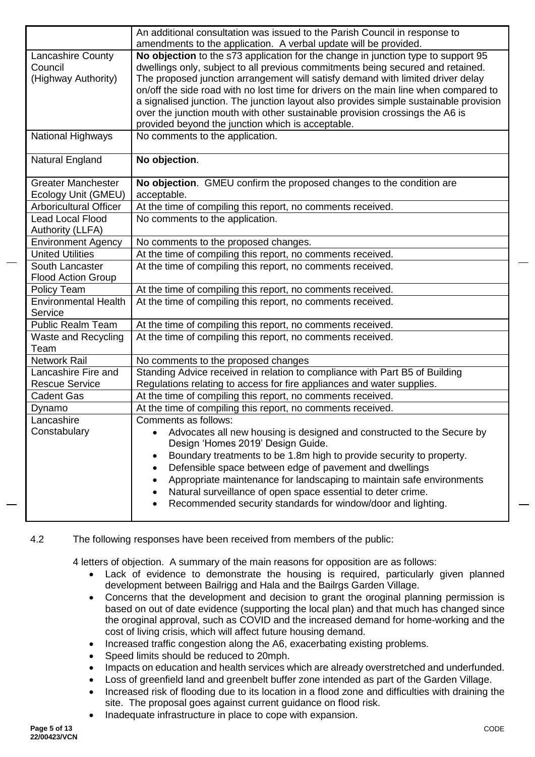| | |
|---|---|
| | An additional consultation was issued to the Parish Council in response to amendments to the application. A verbal update will be provided. |
| Lancashire County Council (Highway Authority) | **No objection** to the s73 application for the change in junction type to support 95 dwellings only, subject to all previous commitments being secured and retained. The proposed junction arrangement will satisfy demand with limited driver delay on/off the side road with no lost time for drivers on the main line when compared to a signalised junction. The junction layout also provides simple sustainable provision over the junction mouth with other sustainable provision crossings the A6 is provided beyond the junction which is acceptable. |
| National Highways | No comments to the application. |
| Natural England | **No objection**. |
| Greater Manchester Ecology Unit (GMEU) | **No objection**. GMEU confirm the proposed changes to the condition are acceptable. |
| Arboricultural Officer | At the time of compiling this report, no comments received. |
| Lead Local Flood Authority (LLFA) | No comments to the application. |
| Environment Agency | No comments to the proposed changes. |
| United Utilities | At the time of compiling this report, no comments received. |
| South Lancaster Flood Action Group | At the time of compiling this report, no comments received. |
| Policy Team | At the time of compiling this report, no comments received. |
| Environmental Health Service | At the time of compiling this report, no comments received. |
| Public Realm Team | At the time of compiling this report, no comments received. |
| Waste and Recycling Team | At the time of compiling this report, no comments received. |
| Network Rail | No comments to the proposed changes |
| Lancashire Fire and Rescue Service | Standing Advice received in relation to compliance with Part B5 of Building Regulations relating to access for fire appliances and water supplies. |
| Cadent Gas | At the time of compiling this report, no comments received. |
| Dynamo | At the time of compiling this report, no comments received. |
| Lancashire Constabulary | Comments as follows: <br>• Advocates all new housing is designed and constructed to the Secure by Design 'Homes 2019' Design Guide. <br>• Boundary treatments to be 1.8m high to provide security to property. <br>• Defensible space between edge of pavement and dwellings <br>• Appropriate maintenance for landscaping to maintain safe environments <br>• Natural surveillance of open space essential to deter crime. <br>• Recommended security standards for window/door and lighting. |

4.2 The following responses have been received from members of the public:

4 letters of objection. A summary of the main reasons for opposition are as follows:

- Lack of evidence to demonstrate the housing is required, particularly given planned development between Bailrigg and Hala and the Bailrgs Garden Village.
- Concerns that the development and decision to grant the oroginal planning permission is based on out of date evidence (supporting the local plan) and that much has changed since the oroginal approval, such as COVID and the increased demand for home-working and the cost of living crisis, which will affect future housing demand.
- Increased traffic congestion along the A6, exacerbating existing problems.
- Speed limits should be reduced to 20mph.
- Impacts on education and health services which are already overstretched and underfunded.
- Loss of greenfield land and greenbelt buffer zone intended as part of the Garden Village.
- Increased risk of flooding due to its location in a flood zone and difficulties with draining the site. The proposal goes against current guidance on flood risk.
- Inadequate infrastructure in place to cope with expansion.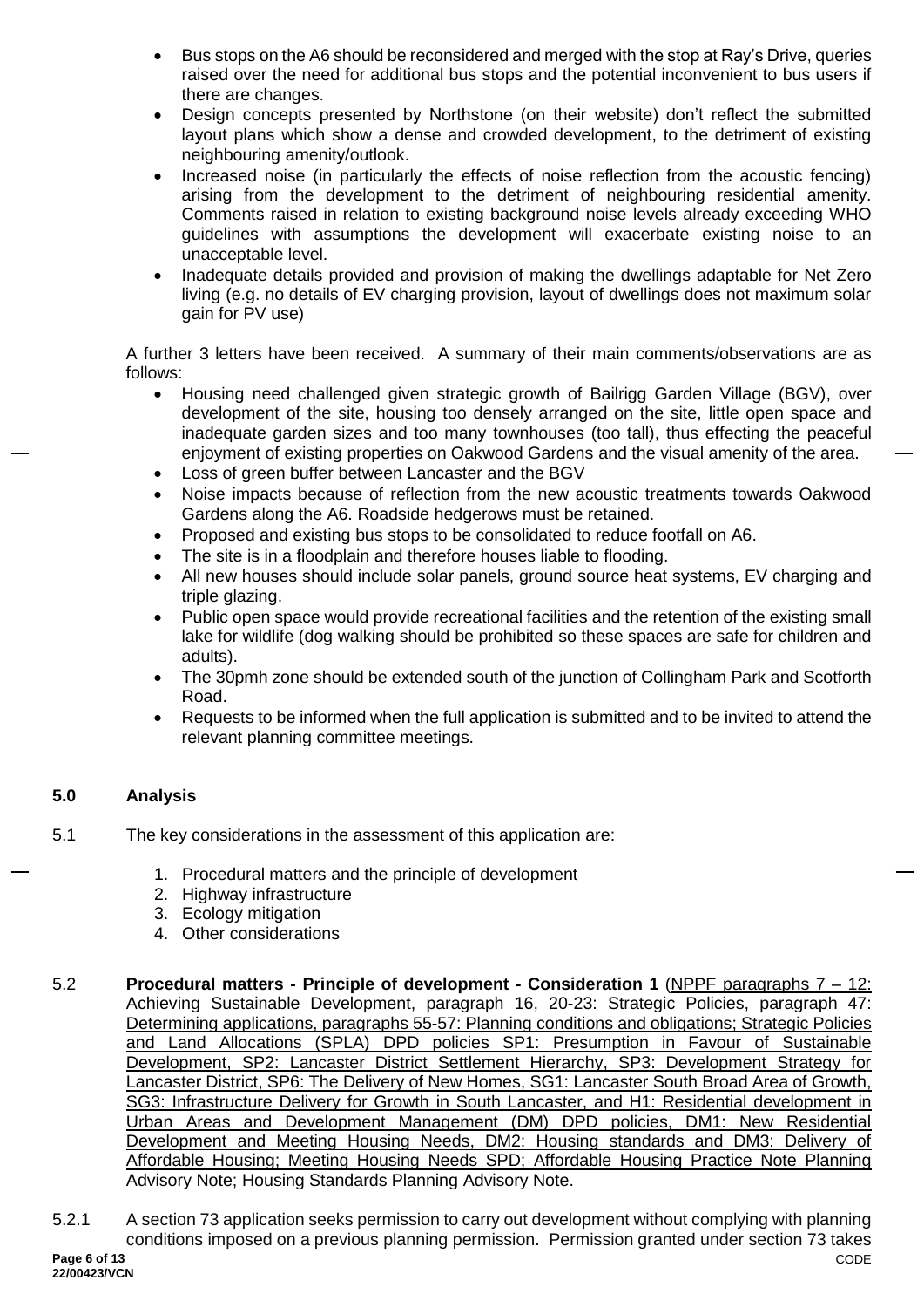- Bus stops on the A6 should be reconsidered and merged with the stop at Ray's Drive, queries raised over the need for additional bus stops and the potential inconvenient to bus users if there are changes.
- Design concepts presented by Northstone (on their website) don't reflect the submitted layout plans which show a dense and crowded development, to the detriment of existing neighbouring amenity/outlook.
- Increased noise (in particularly the effects of noise reflection from the acoustic fencing) arising from the development to the detriment of neighbouring residential amenity. Comments raised in relation to existing background noise levels already exceeding WHO guidelines with assumptions the development will exacerbate existing noise to an unacceptable level.
- Inadequate details provided and provision of making the dwellings adaptable for Net Zero living (e.g. no details of EV charging provision, layout of dwellings does not maximum solar gain for PV use)

A further 3 letters have been received. A summary of their main comments/observations are as follows:

- Housing need challenged given strategic growth of Bailrigg Garden Village (BGV), over development of the site, housing too densely arranged on the site, little open space and inadequate garden sizes and too many townhouses (too tall), thus effecting the peaceful enjoyment of existing properties on Oakwood Gardens and the visual amenity of the area.
- Loss of green buffer between Lancaster and the BGV
- Noise impacts because of reflection from the new acoustic treatments towards Oakwood Gardens along the A6. Roadside hedgerows must be retained.
- Proposed and existing bus stops to be consolidated to reduce footfall on A6.
- The site is in a floodplain and therefore houses liable to flooding.
- All new houses should include solar panels, ground source heat systems, EV charging and triple glazing.
- Public open space would provide recreational facilities and the retention of the existing small lake for wildlife (dog walking should be prohibited so these spaces are safe for children and adults).
- The 30pmh zone should be extended south of the junction of Collingham Park and Scotforth Road.
- Requests to be informed when the full application is submitted and to be invited to attend the relevant planning committee meetings.

## 5.0 Analysis

5.1 The key considerations in the assessment of this application are:

1. Procedural matters and the principle of development
2. Highway infrastructure
3. Ecology mitigation
4. Other considerations

5.2 **Procedural matters - Principle of development - Consideration 1** (NPPF paragraphs 7 – 12: Achieving Sustainable Development, paragraph 16, 20-23: Strategic Policies, paragraph 47: Determining applications, paragraphs 55-57: Planning conditions and obligations; Strategic Policies and Land Allocations (SPLA) DPD policies SP1: Presumption in Favour of Sustainable Development, SP2: Lancaster District Settlement Hierarchy, SP3: Development Strategy for Lancaster District, SP6: The Delivery of New Homes, SG1: Lancaster South Broad Area of Growth, SG3: Infrastructure Delivery for Growth in South Lancaster, and H1: Residential development in Urban Areas and Development Management (DM) DPD policies, DM1: New Residential Development and Meeting Housing Needs, DM2: Housing standards and DM3: Delivery of Affordable Housing; Meeting Housing Needs SPD; Affordable Housing Practice Note Planning Advisory Note; Housing Standards Planning Advisory Note.

5.2.1 A section 73 application seeks permission to carry out development without complying with planning conditions imposed on a previous planning permission. Permission granted under section 73 takes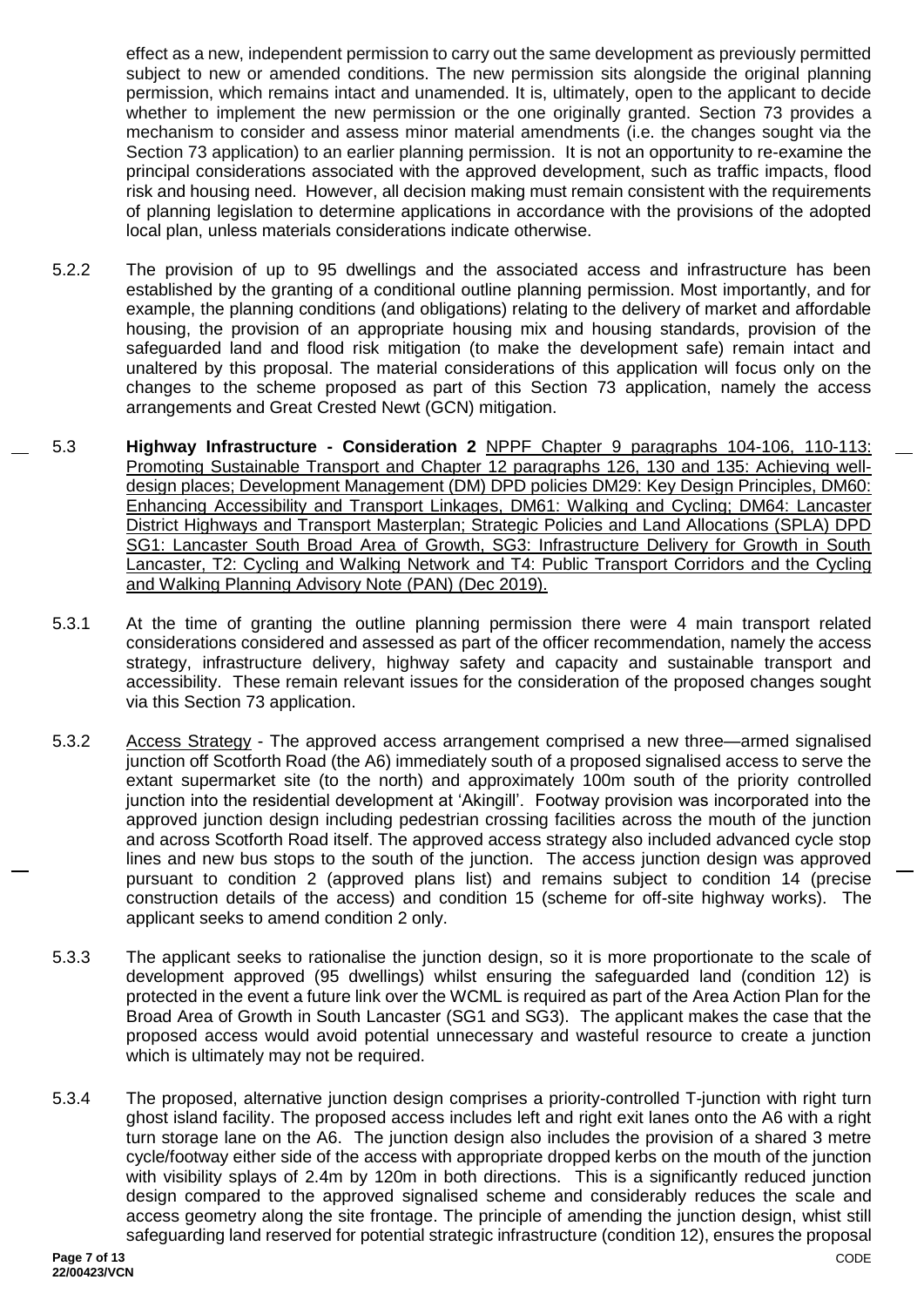effect as a new, independent permission to carry out the same development as previously permitted subject to new or amended conditions. The new permission sits alongside the original planning permission, which remains intact and unamended. It is, ultimately, open to the applicant to decide whether to implement the new permission or the one originally granted. Section 73 provides a mechanism to consider and assess minor material amendments (i.e. the changes sought via the Section 73 application) to an earlier planning permission. It is not an opportunity to re-examine the principal considerations associated with the approved development, such as traffic impacts, flood risk and housing need. However, all decision making must remain consistent with the requirements of planning legislation to determine applications in accordance with the provisions of the adopted local plan, unless materials considerations indicate otherwise.

5.2.2 The provision of up to 95 dwellings and the associated access and infrastructure has been established by the granting of a conditional outline planning permission. Most importantly, and for example, the planning conditions (and obligations) relating to the delivery of market and affordable housing, the provision of an appropriate housing mix and housing standards, provision of the safeguarded land and flood risk mitigation (to make the development safe) remain intact and unaltered by this proposal. The material considerations of this application will focus only on the changes to the scheme proposed as part of this Section 73 application, namely the access arrangements and Great Crested Newt (GCN) mitigation.

5.3 **Highway Infrastructure - Consideration 2** NPPF Chapter 9 paragraphs 104-106, 110-113: Promoting Sustainable Transport and Chapter 12 paragraphs 126, 130 and 135: Achieving well-design places; Development Management (DM) DPD policies DM29: Key Design Principles, DM60: Enhancing Accessibility and Transport Linkages, DM61: Walking and Cycling; DM64: Lancaster District Highways and Transport Masterplan; Strategic Policies and Land Allocations (SPLA) DPD SG1: Lancaster South Broad Area of Growth, SG3: Infrastructure Delivery for Growth in South Lancaster, T2: Cycling and Walking Network and T4: Public Transport Corridors and the Cycling and Walking Planning Advisory Note (PAN) (Dec 2019).

5.3.1 At the time of granting the outline planning permission there were 4 main transport related considerations considered and assessed as part of the officer recommendation, namely the access strategy, infrastructure delivery, highway safety and capacity and sustainable transport and accessibility. These remain relevant issues for the consideration of the proposed changes sought via this Section 73 application.

5.3.2 Access Strategy - The approved access arrangement comprised a new three—armed signalised junction off Scotforth Road (the A6) immediately south of a proposed signalised access to serve the extant supermarket site (to the north) and approximately 100m south of the priority controlled junction into the residential development at 'Akingill'. Footway provision was incorporated into the approved junction design including pedestrian crossing facilities across the mouth of the junction and across Scotforth Road itself. The approved access strategy also included advanced cycle stop lines and new bus stops to the south of the junction. The access junction design was approved pursuant to condition 2 (approved plans list) and remains subject to condition 14 (precise construction details of the access) and condition 15 (scheme for off-site highway works). The applicant seeks to amend condition 2 only.

5.3.3 The applicant seeks to rationalise the junction design, so it is more proportionate to the scale of development approved (95 dwellings) whilst ensuring the safeguarded land (condition 12) is protected in the event a future link over the WCML is required as part of the Area Action Plan for the Broad Area of Growth in South Lancaster (SG1 and SG3). The applicant makes the case that the proposed access would avoid potential unnecessary and wasteful resource to create a junction which is ultimately may not be required.

5.3.4 The proposed, alternative junction design comprises a priority-controlled T-junction with right turn ghost island facility. The proposed access includes left and right exit lanes onto the A6 with a right turn storage lane on the A6. The junction design also includes the provision of a shared 3 metre cycle/footway either side of the access with appropriate dropped kerbs on the mouth of the junction with visibility splays of 2.4m by 120m in both directions. This is a significantly reduced junction design compared to the approved signalised scheme and considerably reduces the scale and access geometry along the site frontage. The principle of amending the junction design, whist still safeguarding land reserved for potential strategic infrastructure (condition 12), ensures the proposal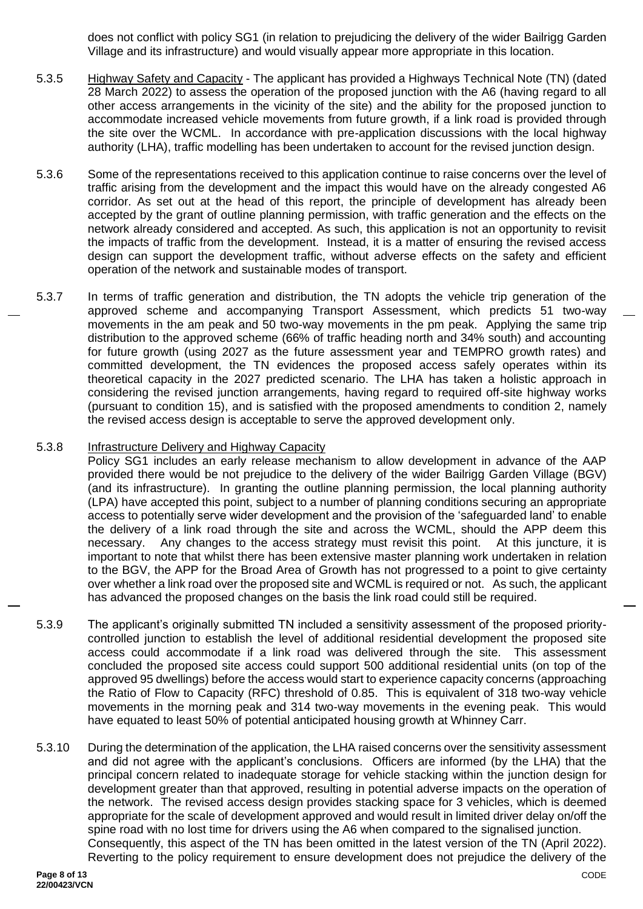does not conflict with policy SG1 (in relation to prejudicing the delivery of the wider Bailrigg Garden Village and its infrastructure) and would visually appear more appropriate in this location.

5.3.5 Highway Safety and Capacity - The applicant has provided a Highways Technical Note (TN) (dated 28 March 2022) to assess the operation of the proposed junction with the A6 (having regard to all other access arrangements in the vicinity of the site) and the ability for the proposed junction to accommodate increased vehicle movements from future growth, if a link road is provided through the site over the WCML. In accordance with pre-application discussions with the local highway authority (LHA), traffic modelling has been undertaken to account for the revised junction design.

5.3.6 Some of the representations received to this application continue to raise concerns over the level of traffic arising from the development and the impact this would have on the already congested A6 corridor. As set out at the head of this report, the principle of development has already been accepted by the grant of outline planning permission, with traffic generation and the effects on the network already considered and accepted. As such, this application is not an opportunity to revisit the impacts of traffic from the development. Instead, it is a matter of ensuring the revised access design can support the development traffic, without adverse effects on the safety and efficient operation of the network and sustainable modes of transport.

5.3.7 In terms of traffic generation and distribution, the TN adopts the vehicle trip generation of the approved scheme and accompanying Transport Assessment, which predicts 51 two-way movements in the am peak and 50 two-way movements in the pm peak. Applying the same trip distribution to the approved scheme (66% of traffic heading north and 34% south) and accounting for future growth (using 2027 as the future assessment year and TEMPRO growth rates) and committed development, the TN evidences the proposed access safely operates within its theoretical capacity in the 2027 predicted scenario. The LHA has taken a holistic approach in considering the revised junction arrangements, having regard to required off-site highway works (pursuant to condition 15), and is satisfied with the proposed amendments to condition 2, namely the revised access design is acceptable to serve the approved development only.

5.3.8 Infrastructure Delivery and Highway Capacity

Policy SG1 includes an early release mechanism to allow development in advance of the AAP provided there would be not prejudice to the delivery of the wider Bailrigg Garden Village (BGV) (and its infrastructure). In granting the outline planning permission, the local planning authority (LPA) have accepted this point, subject to a number of planning conditions securing an appropriate access to potentially serve wider development and the provision of the 'safeguarded land' to enable the delivery of a link road through the site and across the WCML, should the APP deem this necessary. Any changes to the access strategy must revisit this point. At this juncture, it is important to note that whilst there has been extensive master planning work undertaken in relation to the BGV, the APP for the Broad Area of Growth has not progressed to a point to give certainty over whether a link road over the proposed site and WCML is required or not. As such, the applicant has advanced the proposed changes on the basis the link road could still be required.

5.3.9 The applicant's originally submitted TN included a sensitivity assessment of the proposed priority-controlled junction to establish the level of additional residential development the proposed site access could accommodate if a link road was delivered through the site. This assessment concluded the proposed site access could support 500 additional residential units (on top of the approved 95 dwellings) before the access would start to experience capacity concerns (approaching the Ratio of Flow to Capacity (RFC) threshold of 0.85. This is equivalent of 318 two-way vehicle movements in the morning peak and 314 two-way movements in the evening peak. This would have equated to least 50% of potential anticipated housing growth at Whinney Carr.

5.3.10 During the determination of the application, the LHA raised concerns over the sensitivity assessment and did not agree with the applicant's conclusions. Officers are informed (by the LHA) that the principal concern related to inadequate storage for vehicle stacking within the junction design for development greater than that approved, resulting in potential adverse impacts on the operation of the network. The revised access design provides stacking space for 3 vehicles, which is deemed appropriate for the scale of development approved and would result in limited driver delay on/off the spine road with no lost time for drivers using the A6 when compared to the signalised junction. Consequently, this aspect of the TN has been omitted in the latest version of the TN (April 2022). Reverting to the policy requirement to ensure development does not prejudice the delivery of the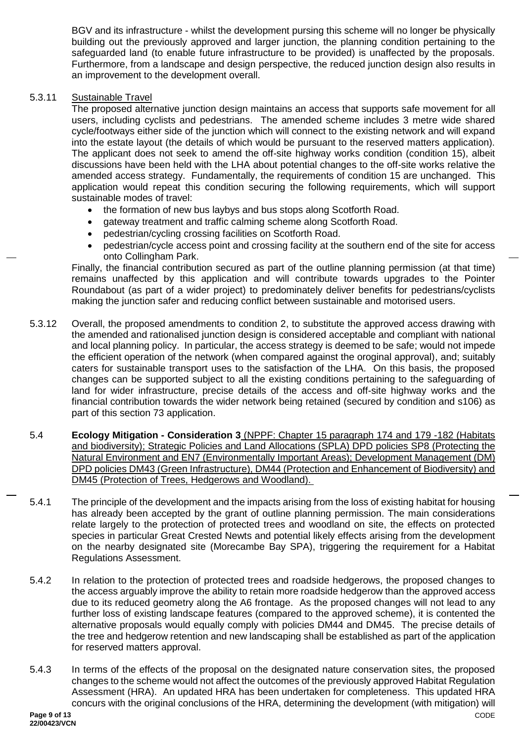BGV and its infrastructure - whilst the development pursing this scheme will no longer be physically building out the previously approved and larger junction, the planning condition pertaining to the safeguarded land (to enable future infrastructure to be provided) is unaffected by the proposals. Furthermore, from a landscape and design perspective, the reduced junction design also results in an improvement to the development overall.

5.3.11 Sustainable Travel

The proposed alternative junction design maintains an access that supports safe movement for all users, including cyclists and pedestrians. The amended scheme includes 3 metre wide shared cycle/footways either side of the junction which will connect to the existing network and will expand into the estate layout (the details of which would be pursuant to the reserved matters application). The applicant does not seek to amend the off-site highway works condition (condition 15), albeit discussions have been held with the LHA about potential changes to the off-site works relative the amended access strategy. Fundamentally, the requirements of condition 15 are unchanged. This application would repeat this condition securing the following requirements, which will support sustainable modes of travel:

- the formation of new bus laybys and bus stops along Scotforth Road.
- gateway treatment and traffic calming scheme along Scotforth Road.
- pedestrian/cycling crossing facilities on Scotforth Road.
- pedestrian/cycle access point and crossing facility at the southern end of the site for access onto Collingham Park.

Finally, the financial contribution secured as part of the outline planning permission (at that time) remains unaffected by this application and will contribute towards upgrades to the Pointer Roundabout (as part of a wider project) to predominately deliver benefits for pedestrians/cyclists making the junction safer and reducing conflict between sustainable and motorised users.

5.3.12 Overall, the proposed amendments to condition 2, to substitute the approved access drawing with the amended and rationalised junction design is considered acceptable and compliant with national and local planning policy. In particular, the access strategy is deemed to be safe; would not impede the efficient operation of the network (when compared against the oroginal approval), and; suitably caters for sustainable transport uses to the satisfaction of the LHA. On this basis, the proposed changes can be supported subject to all the existing conditions pertaining to the safeguarding of land for wider infrastructure, precise details of the access and off-site highway works and the financial contribution towards the wider network being retained (secured by condition and s106) as part of this section 73 application.

5.4 **Ecology Mitigation - Consideration 3** (NPPF: Chapter 15 paragraph 174 and 179 -182 (Habitats and biodiversity); Strategic Policies and Land Allocations (SPLA) DPD policies SP8 (Protecting the Natural Environment and EN7 (Environmentally Important Areas); Development Management (DM) DPD policies DM43 (Green Infrastructure), DM44 (Protection and Enhancement of Biodiversity) and DM45 (Protection of Trees, Hedgerows and Woodland).

5.4.1 The principle of the development and the impacts arising from the loss of existing habitat for housing has already been accepted by the grant of outline planning permission. The main considerations relate largely to the protection of protected trees and woodland on site, the effects on protected species in particular Great Crested Newts and potential likely effects arising from the development on the nearby designated site (Morecambe Bay SPA), triggering the requirement for a Habitat Regulations Assessment.

5.4.2 In relation to the protection of protected trees and roadside hedgerows, the proposed changes to the access arguably improve the ability to retain more roadside hedgerow than the approved access due to its reduced geometry along the A6 frontage. As the proposed changes will not lead to any further loss of existing landscape features (compared to the approved scheme), it is contented the alternative proposals would equally comply with policies DM44 and DM45. The precise details of the tree and hedgerow retention and new landscaping shall be established as part of the application for reserved matters approval.

5.4.3 In terms of the effects of the proposal on the designated nature conservation sites, the proposed changes to the scheme would not affect the outcomes of the previously approved Habitat Regulation Assessment (HRA). An updated HRA has been undertaken for completeness. This updated HRA concurs with the original conclusions of the HRA, determining the development (with mitigation) will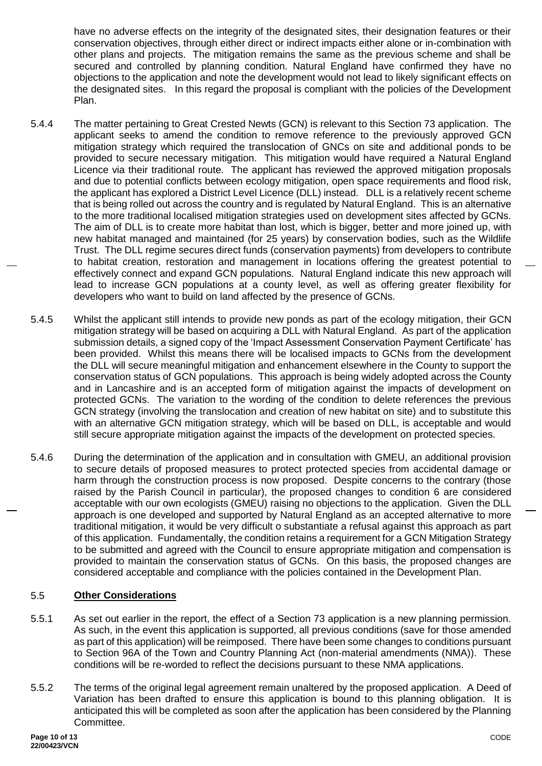have no adverse effects on the integrity of the designated sites, their designation features or their conservation objectives, through either direct or indirect impacts either alone or in-combination with other plans and projects. The mitigation remains the same as the previous scheme and shall be secured and controlled by planning condition. Natural England have confirmed they have no objections to the application and note the development would not lead to likely significant effects on the designated sites. In this regard the proposal is compliant with the policies of the Development Plan.

5.4.4 The matter pertaining to Great Crested Newts (GCN) is relevant to this Section 73 application. The applicant seeks to amend the condition to remove reference to the previously approved GCN mitigation strategy which required the translocation of GNCs on site and additional ponds to be provided to secure necessary mitigation. This mitigation would have required a Natural England Licence via their traditional route. The applicant has reviewed the approved mitigation proposals and due to potential conflicts between ecology mitigation, open space requirements and flood risk, the applicant has explored a District Level Licence (DLL) instead. DLL is a relatively recent scheme that is being rolled out across the country and is regulated by Natural England. This is an alternative to the more traditional localised mitigation strategies used on development sites affected by GCNs. The aim of DLL is to create more habitat than lost, which is bigger, better and more joined up, with new habitat managed and maintained (for 25 years) by conservation bodies, such as the Wildlife Trust. The DLL regime secures direct funds (conservation payments) from developers to contribute to habitat creation, restoration and management in locations offering the greatest potential to effectively connect and expand GCN populations. Natural England indicate this new approach will lead to increase GCN populations at a county level, as well as offering greater flexibility for developers who want to build on land affected by the presence of GCNs.

5.4.5 Whilst the applicant still intends to provide new ponds as part of the ecology mitigation, their GCN mitigation strategy will be based on acquiring a DLL with Natural England. As part of the application submission details, a signed copy of the 'Impact Assessment Conservation Payment Certificate' has been provided. Whilst this means there will be localised impacts to GCNs from the development the DLL will secure meaningful mitigation and enhancement elsewhere in the County to support the conservation status of GCN populations. This approach is being widely adopted across the County and in Lancashire and is an accepted form of mitigation against the impacts of development on protected GCNs. The variation to the wording of the condition to delete references the previous GCN strategy (involving the translocation and creation of new habitat on site) and to substitute this with an alternative GCN mitigation strategy, which will be based on DLL, is acceptable and would still secure appropriate mitigation against the impacts of the development on protected species.

5.4.6 During the determination of the application and in consultation with GMEU, an additional provision to secure details of proposed measures to protect protected species from accidental damage or harm through the construction process is now proposed. Despite concerns to the contrary (those raised by the Parish Council in particular), the proposed changes to condition 6 are considered acceptable with our own ecologists (GMEU) raising no objections to the application. Given the DLL approach is one developed and supported by Natural England as an accepted alternative to more traditional mitigation, it would be very difficult o substantiate a refusal against this approach as part of this application. Fundamentally, the condition retains a requirement for a GCN Mitigation Strategy to be submitted and agreed with the Council to ensure appropriate mitigation and compensation is provided to maintain the conservation status of GCNs. On this basis, the proposed changes are considered acceptable and compliance with the policies contained in the Development Plan.

## 5.5 Other Considerations

5.5.1 As set out earlier in the report, the effect of a Section 73 application is a new planning permission. As such, in the event this application is supported, all previous conditions (save for those amended as part of this application) will be reimposed. There have been some changes to conditions pursuant to Section 96A of the Town and Country Planning Act (non-material amendments (NMA)). These conditions will be re-worded to reflect the decisions pursuant to these NMA applications.

5.5.2 The terms of the original legal agreement remain unaltered by the proposed application. A Deed of Variation has been drafted to ensure this application is bound to this planning obligation. It is anticipated this will be completed as soon after the application has been considered by the Planning Committee.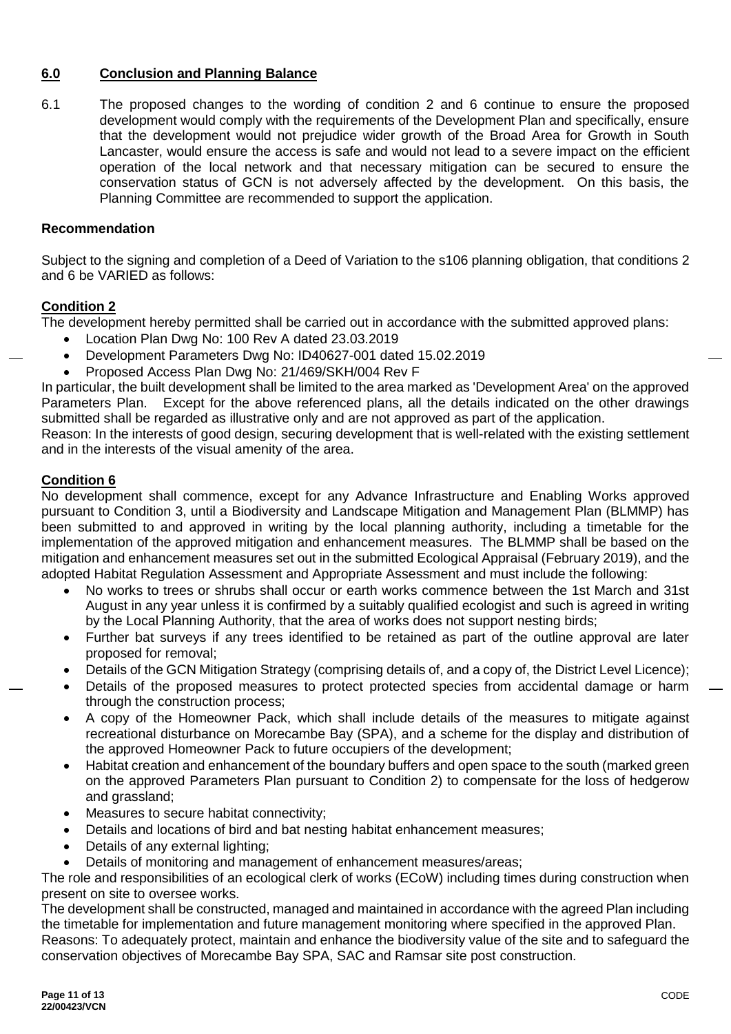## 6.0 Conclusion and Planning Balance

6.1 The proposed changes to the wording of condition 2 and 6 continue to ensure the proposed development would comply with the requirements of the Development Plan and specifically, ensure that the development would not prejudice wider growth of the Broad Area for Growth in South Lancaster, would ensure the access is safe and would not lead to a severe impact on the efficient operation of the local network and that necessary mitigation can be secured to ensure the conservation status of GCN is not adversely affected by the development. On this basis, the Planning Committee are recommended to support the application.

**Recommendation**

Subject to the signing and completion of a Deed of Variation to the s106 planning obligation, that conditions 2 and 6 be VARIED as follows:

**Condition 2**

The development hereby permitted shall be carried out in accordance with the submitted approved plans:

- Location Plan Dwg No: 100 Rev A dated 23.03.2019
- Development Parameters Dwg No: ID40627-001 dated 15.02.2019
- Proposed Access Plan Dwg No: 21/469/SKH/004 Rev F

In particular, the built development shall be limited to the area marked as 'Development Area' on the approved Parameters Plan. Except for the above referenced plans, all the details indicated on the other drawings submitted shall be regarded as illustrative only and are not approved as part of the application.

Reason: In the interests of good design, securing development that is well-related with the existing settlement and in the interests of the visual amenity of the area.

**Condition 6**

No development shall commence, except for any Advance Infrastructure and Enabling Works approved pursuant to Condition 3, until a Biodiversity and Landscape Mitigation and Management Plan (BLMMP) has been submitted to and approved in writing by the local planning authority, including a timetable for the implementation of the approved mitigation and enhancement measures. The BLMMP shall be based on the mitigation and enhancement measures set out in the submitted Ecological Appraisal (February 2019), and the adopted Habitat Regulation Assessment and Appropriate Assessment and must include the following:

- No works to trees or shrubs shall occur or earth works commence between the 1st March and 31st August in any year unless it is confirmed by a suitably qualified ecologist and such is agreed in writing by the Local Planning Authority, that the area of works does not support nesting birds;
- Further bat surveys if any trees identified to be retained as part of the outline approval are later proposed for removal;
- Details of the GCN Mitigation Strategy (comprising details of, and a copy of, the District Level Licence);
- Details of the proposed measures to protect protected species from accidental damage or harm through the construction process;
- A copy of the Homeowner Pack, which shall include details of the measures to mitigate against recreational disturbance on Morecambe Bay (SPA), and a scheme for the display and distribution of the approved Homeowner Pack to future occupiers of the development;
- Habitat creation and enhancement of the boundary buffers and open space to the south (marked green on the approved Parameters Plan pursuant to Condition 2) to compensate for the loss of hedgerow and grassland;
- Measures to secure habitat connectivity;
- Details and locations of bird and bat nesting habitat enhancement measures;
- Details of any external lighting;
- Details of monitoring and management of enhancement measures/areas;

The role and responsibilities of an ecological clerk of works (ECoW) including times during construction when present on site to oversee works.

The development shall be constructed, managed and maintained in accordance with the agreed Plan including the timetable for implementation and future management monitoring where specified in the approved Plan.

Reasons: To adequately protect, maintain and enhance the biodiversity value of the site and to safeguard the conservation objectives of Morecambe Bay SPA, SAC and Ramsar site post construction.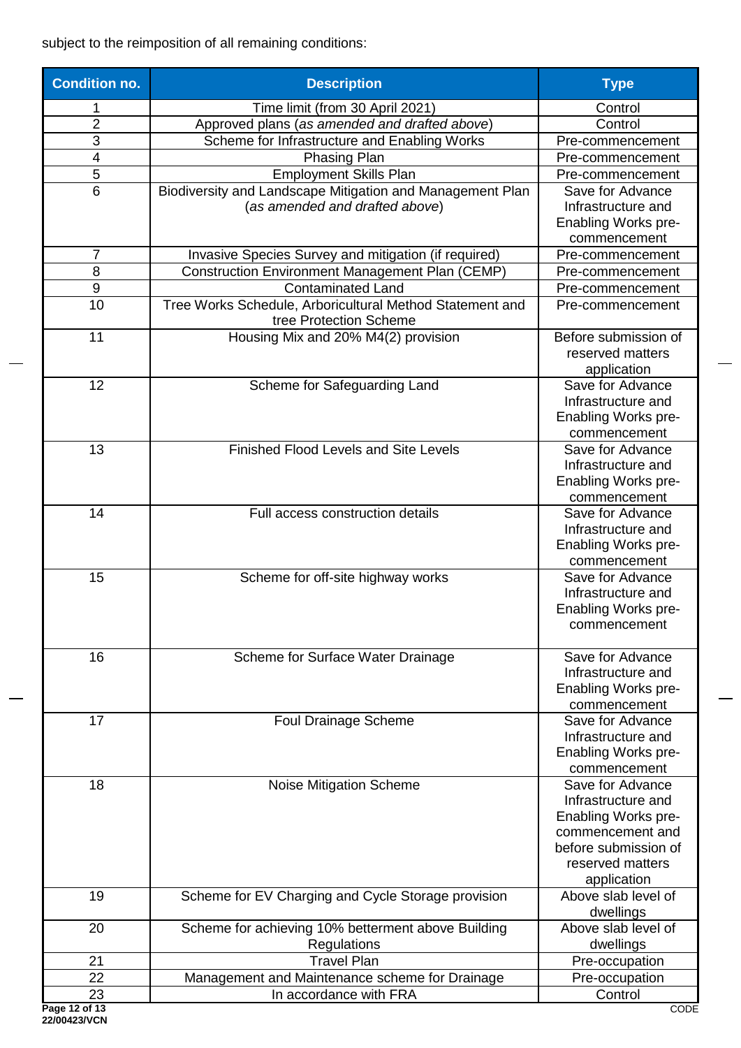subject to the reimposition of all remaining conditions:

| Condition no. | Description | Type |
|---|---|---|
| 1 | Time limit (from 30 April 2021) | Control |
| 2 | Approved plans (*as amended and drafted above*) | Control |
| 3 | Scheme for Infrastructure and Enabling Works | Pre-commencement |
| 4 | Phasing Plan | Pre-commencement |
| 5 | Employment Skills Plan | Pre-commencement |
| 6 | Biodiversity and Landscape Mitigation and Management Plan (*as amended and drafted above*) | Save for Advance Infrastructure and Enabling Works pre-commencement |
| 7 | Invasive Species Survey and mitigation (if required) | Pre-commencement |
| 8 | Construction Environment Management Plan (CEMP) | Pre-commencement |
| 9 | Contaminated Land | Pre-commencement |
| 10 | Tree Works Schedule, Arboricultural Method Statement and tree Protection Scheme | Pre-commencement |
| 11 | Housing Mix and 20% M4(2) provision | Before submission of reserved matters application |
| 12 | Scheme for Safeguarding Land | Save for Advance Infrastructure and Enabling Works pre-commencement |
| 13 | Finished Flood Levels and Site Levels | Save for Advance Infrastructure and Enabling Works pre-commencement |
| 14 | Full access construction details | Save for Advance Infrastructure and Enabling Works pre-commencement |
| 15 | Scheme for off-site highway works | Save for Advance Infrastructure and Enabling Works pre-commencement |
| 16 | Scheme for Surface Water Drainage | Save for Advance Infrastructure and Enabling Works pre-commencement |
| 17 | Foul Drainage Scheme | Save for Advance Infrastructure and Enabling Works pre-commencement |
| 18 | Noise Mitigation Scheme | Save for Advance Infrastructure and Enabling Works pre-commencement and before submission of reserved matters application |
| 19 | Scheme for EV Charging and Cycle Storage provision | Above slab level of dwellings |
| 20 | Scheme for achieving 10% betterment above Building Regulations | Above slab level of dwellings |
| 21 | Travel Plan | Pre-occupation |
| 22 | Management and Maintenance scheme for Drainage | Pre-occupation |
| 23 | In accordance with FRA | Control |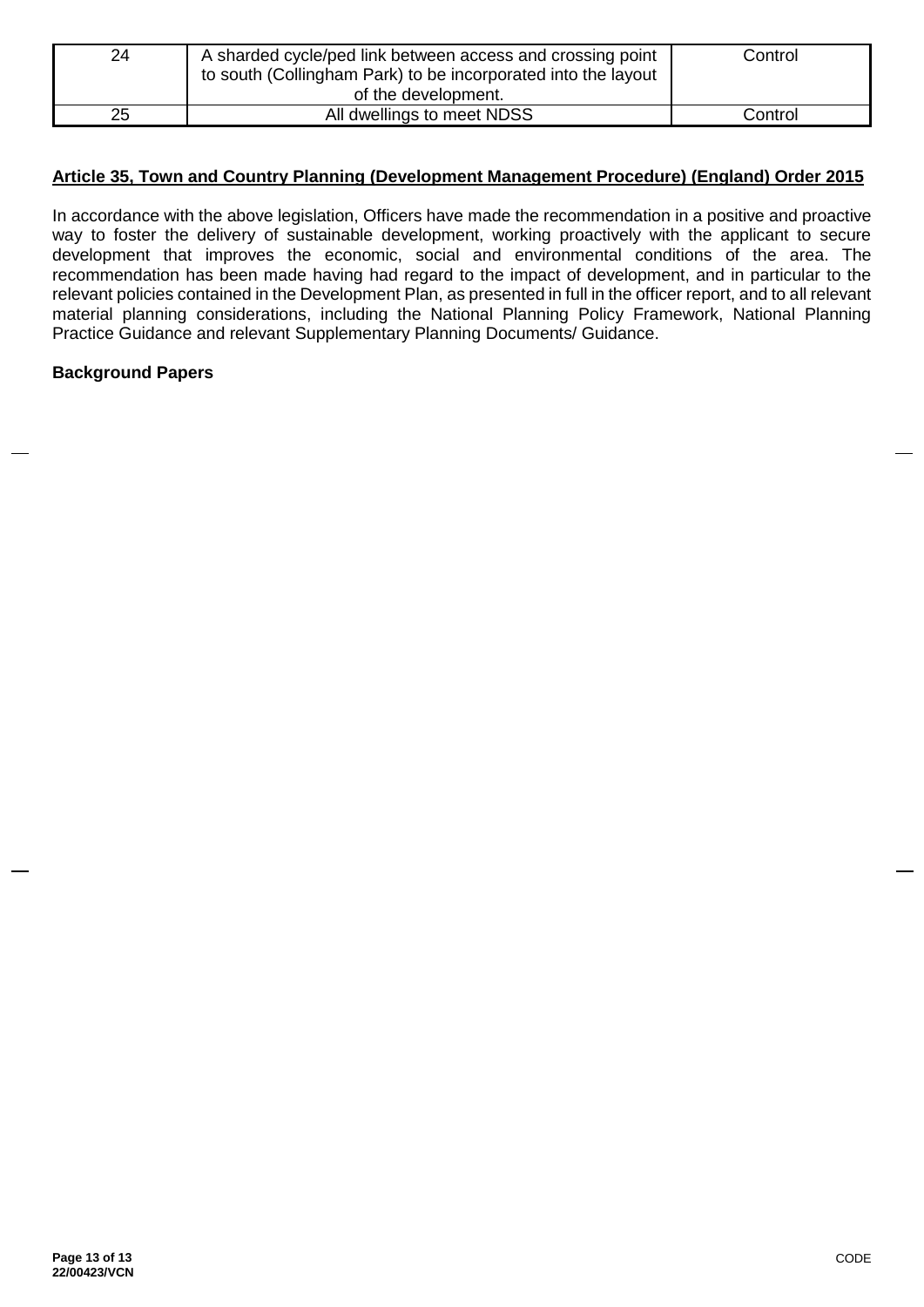| | | |
|---|---|---|
| 24 | A sharded cycle/ped link between access and crossing point to south (Collingham Park) to be incorporated into the layout of the development. | Control |
| 25 | All dwellings to meet NDSS | Control |

**Article 35, Town and Country Planning (Development Management Procedure) (England) Order 2015**

In accordance with the above legislation, Officers have made the recommendation in a positive and proactive way to foster the delivery of sustainable development, working proactively with the applicant to secure development that improves the economic, social and environmental conditions of the area. The recommendation has been made having had regard to the impact of development, and in particular to the relevant policies contained in the Development Plan, as presented in full in the officer report, and to all relevant material planning considerations, including the National Planning Policy Framework, National Planning Practice Guidance and relevant Supplementary Planning Documents/ Guidance.

**Background Papers**